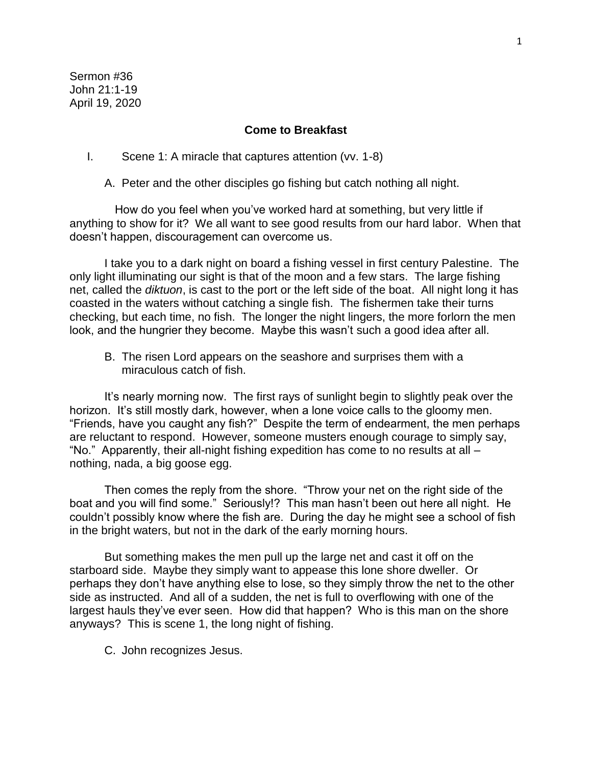Sermon #36
John 21:1-19
April 19, 2020

## Come to Breakfast

I. Scene 1: A miracle that captures attention (vv. 1-8)

A. Peter and the other disciples go fishing but catch nothing all night.

How do you feel when you've worked hard at something, but very little if anything to show for it? We all want to see good results from our hard labor. When that doesn't happen, discouragement can overcome us.

I take you to a dark night on board a fishing vessel in first century Palestine. The only light illuminating our sight is that of the moon and a few stars. The large fishing net, called the *diktuon*, is cast to the port or the left side of the boat. All night long it has coasted in the waters without catching a single fish. The fishermen take their turns checking, but each time, no fish. The longer the night lingers, the more forlorn the men look, and the hungrier they become. Maybe this wasn't such a good idea after all.

B. The risen Lord appears on the seashore and surprises them with a miraculous catch of fish.

It's nearly morning now. The first rays of sunlight begin to slightly peak over the horizon. It's still mostly dark, however, when a lone voice calls to the gloomy men. "Friends, have you caught any fish?" Despite the term of endearment, the men perhaps are reluctant to respond. However, someone musters enough courage to simply say, "No." Apparently, their all-night fishing expedition has come to no results at all – nothing, nada, a big goose egg.

Then comes the reply from the shore. "Throw your net on the right side of the boat and you will find some." Seriously!? This man hasn't been out here all night. He couldn't possibly know where the fish are. During the day he might see a school of fish in the bright waters, but not in the dark of the early morning hours.

But something makes the men pull up the large net and cast it off on the starboard side. Maybe they simply want to appease this lone shore dweller. Or perhaps they don't have anything else to lose, so they simply throw the net to the other side as instructed. And all of a sudden, the net is full to overflowing with one of the largest hauls they've ever seen. How did that happen? Who is this man on the shore anyways? This is scene 1, the long night of fishing.

C. John recognizes Jesus.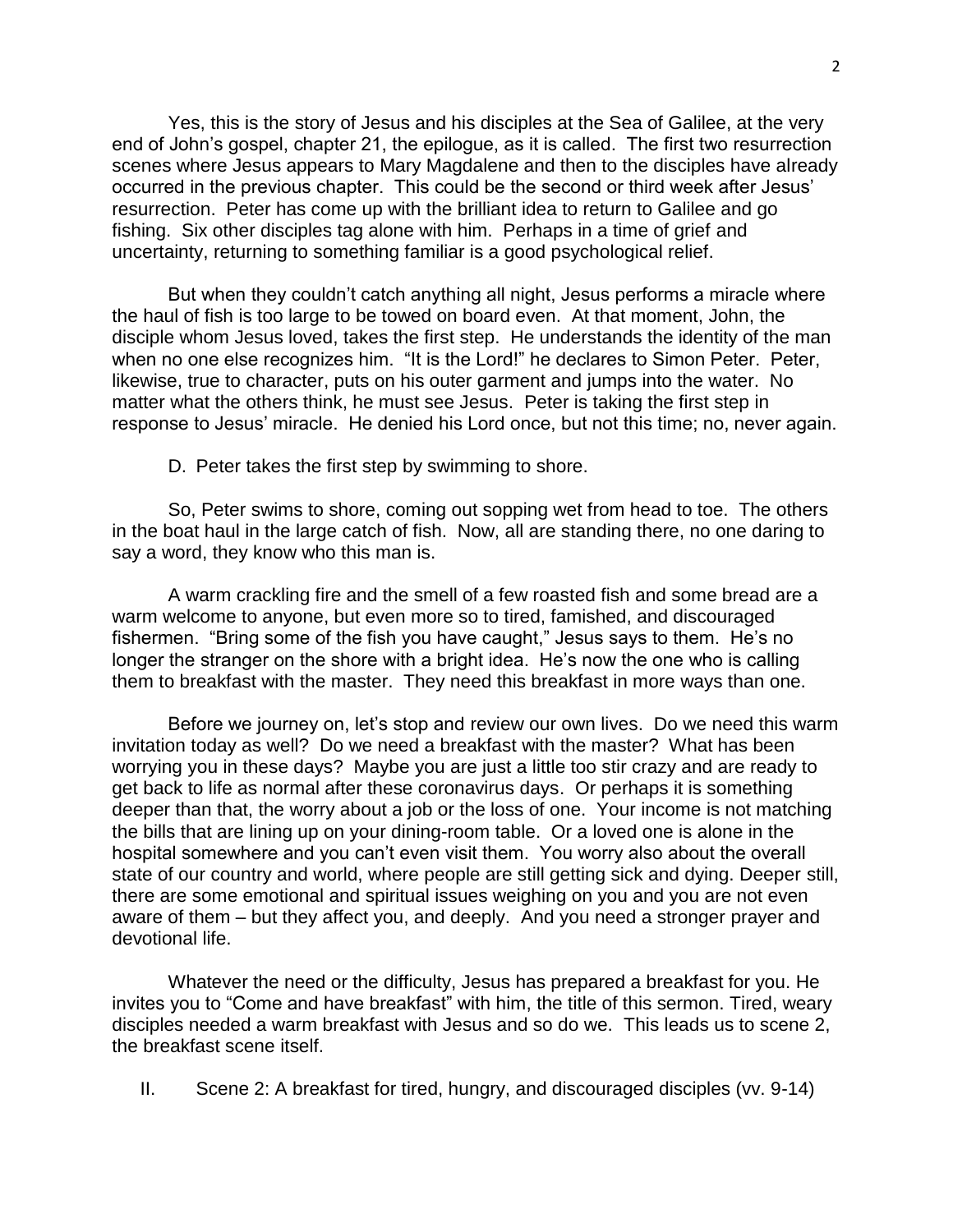Yes, this is the story of Jesus and his disciples at the Sea of Galilee, at the very end of John's gospel, chapter 21, the epilogue, as it is called. The first two resurrection scenes where Jesus appears to Mary Magdalene and then to the disciples have already occurred in the previous chapter. This could be the second or third week after Jesus' resurrection. Peter has come up with the brilliant idea to return to Galilee and go fishing. Six other disciples tag alone with him. Perhaps in a time of grief and uncertainty, returning to something familiar is a good psychological relief.

But when they couldn't catch anything all night, Jesus performs a miracle where the haul of fish is too large to be towed on board even. At that moment, John, the disciple whom Jesus loved, takes the first step. He understands the identity of the man when no one else recognizes him. "It is the Lord!" he declares to Simon Peter. Peter, likewise, true to character, puts on his outer garment and jumps into the water. No matter what the others think, he must see Jesus. Peter is taking the first step in response to Jesus' miracle. He denied his Lord once, but not this time; no, never again.

D. Peter takes the first step by swimming to shore.

So, Peter swims to shore, coming out sopping wet from head to toe. The others in the boat haul in the large catch of fish. Now, all are standing there, no one daring to say a word, they know who this man is.

A warm crackling fire and the smell of a few roasted fish and some bread are a warm welcome to anyone, but even more so to tired, famished, and discouraged fishermen. "Bring some of the fish you have caught," Jesus says to them. He's no longer the stranger on the shore with a bright idea. He's now the one who is calling them to breakfast with the master. They need this breakfast in more ways than one.

Before we journey on, let's stop and review our own lives. Do we need this warm invitation today as well? Do we need a breakfast with the master? What has been worrying you in these days? Maybe you are just a little too stir crazy and are ready to get back to life as normal after these coronavirus days. Or perhaps it is something deeper than that, the worry about a job or the loss of one. Your income is not matching the bills that are lining up on your dining-room table. Or a loved one is alone in the hospital somewhere and you can't even visit them. You worry also about the overall state of our country and world, where people are still getting sick and dying. Deeper still, there are some emotional and spiritual issues weighing on you and you are not even aware of them – but they affect you, and deeply. And you need a stronger prayer and devotional life.

Whatever the need or the difficulty, Jesus has prepared a breakfast for you. He invites you to "Come and have breakfast" with him, the title of this sermon. Tired, weary disciples needed a warm breakfast with Jesus and so do we. This leads us to scene 2, the breakfast scene itself.

II. Scene 2: A breakfast for tired, hungry, and discouraged disciples (vv. 9-14)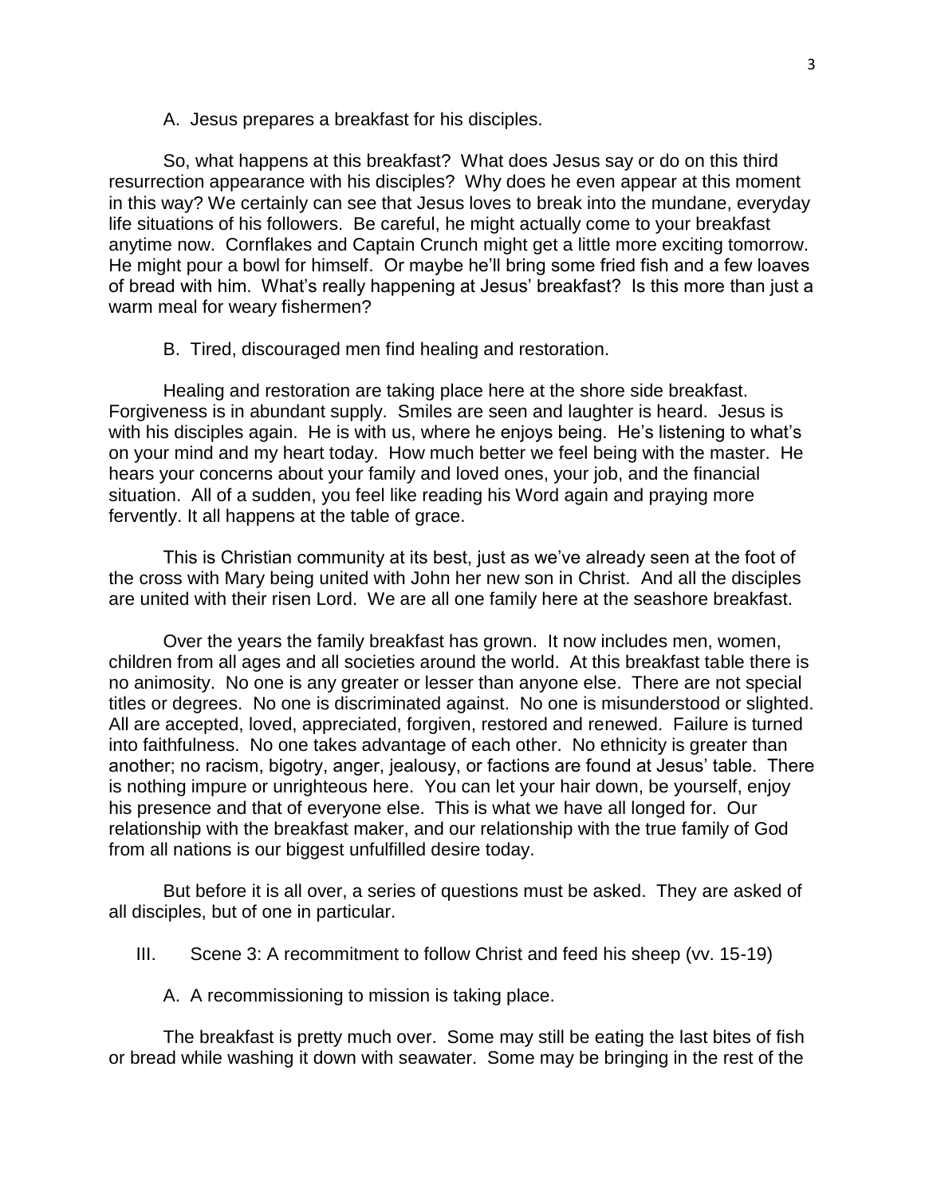A. Jesus prepares a breakfast for his disciples.

So, what happens at this breakfast? What does Jesus say or do on this third resurrection appearance with his disciples? Why does he even appear at this moment in this way? We certainly can see that Jesus loves to break into the mundane, everyday life situations of his followers. Be careful, he might actually come to your breakfast anytime now. Cornflakes and Captain Crunch might get a little more exciting tomorrow. He might pour a bowl for himself. Or maybe he'll bring some fried fish and a few loaves of bread with him. What's really happening at Jesus' breakfast? Is this more than just a warm meal for weary fishermen?

B. Tired, discouraged men find healing and restoration.

Healing and restoration are taking place here at the shore side breakfast. Forgiveness is in abundant supply. Smiles are seen and laughter is heard. Jesus is with his disciples again. He is with us, where he enjoys being. He's listening to what's on your mind and my heart today. How much better we feel being with the master. He hears your concerns about your family and loved ones, your job, and the financial situation. All of a sudden, you feel like reading his Word again and praying more fervently. It all happens at the table of grace.

This is Christian community at its best, just as we've already seen at the foot of the cross with Mary being united with John her new son in Christ. And all the disciples are united with their risen Lord. We are all one family here at the seashore breakfast.

Over the years the family breakfast has grown. It now includes men, women, children from all ages and all societies around the world. At this breakfast table there is no animosity. No one is any greater or lesser than anyone else. There are not special titles or degrees. No one is discriminated against. No one is misunderstood or slighted. All are accepted, loved, appreciated, forgiven, restored and renewed. Failure is turned into faithfulness. No one takes advantage of each other. No ethnicity is greater than another; no racism, bigotry, anger, jealousy, or factions are found at Jesus' table. There is nothing impure or unrighteous here. You can let your hair down, be yourself, enjoy his presence and that of everyone else. This is what we have all longed for. Our relationship with the breakfast maker, and our relationship with the true family of God from all nations is our biggest unfulfilled desire today.

But before it is all over, a series of questions must be asked. They are asked of all disciples, but of one in particular.

III. Scene 3: A recommitment to follow Christ and feed his sheep (vv. 15-19)

A. A recommissioning to mission is taking place.

The breakfast is pretty much over. Some may still be eating the last bites of fish or bread while washing it down with seawater. Some may be bringing in the rest of the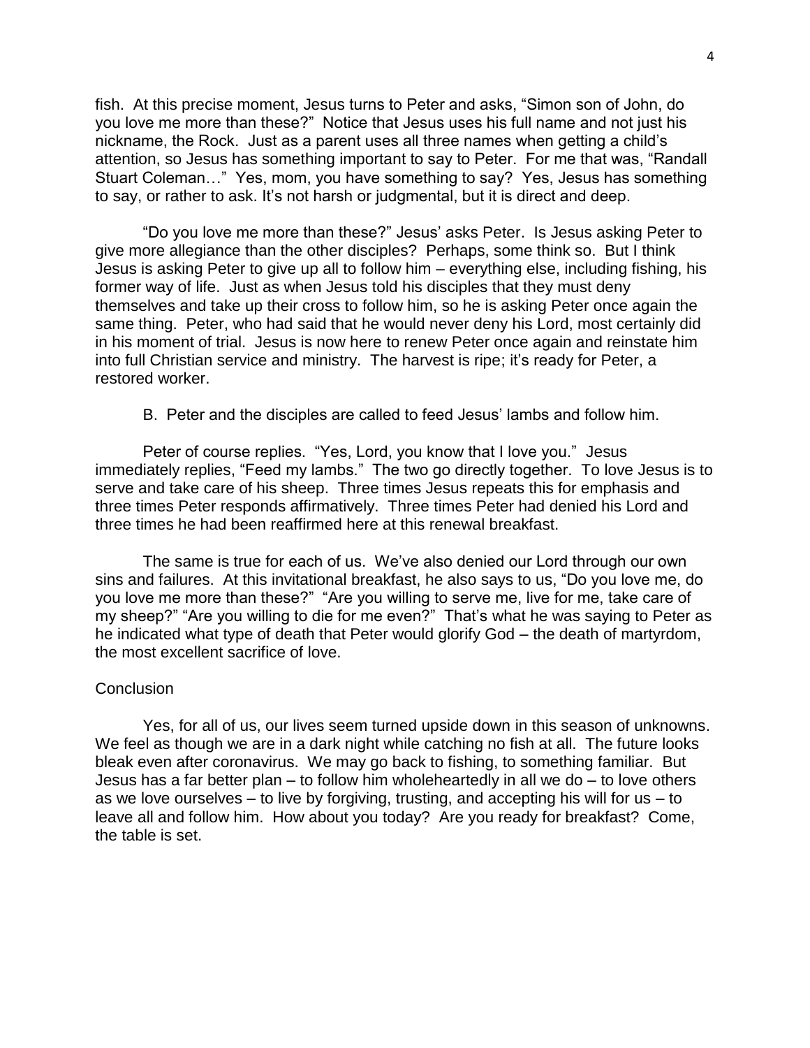fish. At this precise moment, Jesus turns to Peter and asks, "Simon son of John, do you love me more than these?" Notice that Jesus uses his full name and not just his nickname, the Rock. Just as a parent uses all three names when getting a child's attention, so Jesus has something important to say to Peter. For me that was, "Randall Stuart Coleman…" Yes, mom, you have something to say? Yes, Jesus has something to say, or rather to ask. It's not harsh or judgmental, but it is direct and deep.

"Do you love me more than these?" Jesus' asks Peter. Is Jesus asking Peter to give more allegiance than the other disciples? Perhaps, some think so. But I think Jesus is asking Peter to give up all to follow him – everything else, including fishing, his former way of life. Just as when Jesus told his disciples that they must deny themselves and take up their cross to follow him, so he is asking Peter once again the same thing. Peter, who had said that he would never deny his Lord, most certainly did in his moment of trial. Jesus is now here to renew Peter once again and reinstate him into full Christian service and ministry. The harvest is ripe; it's ready for Peter, a restored worker.

B. Peter and the disciples are called to feed Jesus' lambs and follow him.

Peter of course replies. "Yes, Lord, you know that I love you." Jesus immediately replies, "Feed my lambs." The two go directly together. To love Jesus is to serve and take care of his sheep. Three times Jesus repeats this for emphasis and three times Peter responds affirmatively. Three times Peter had denied his Lord and three times he had been reaffirmed here at this renewal breakfast.

The same is true for each of us. We've also denied our Lord through our own sins and failures. At this invitational breakfast, he also says to us, "Do you love me, do you love me more than these?" "Are you willing to serve me, live for me, take care of my sheep?" "Are you willing to die for me even?" That's what he was saying to Peter as he indicated what type of death that Peter would glorify God – the death of martyrdom, the most excellent sacrifice of love.

## Conclusion

Yes, for all of us, our lives seem turned upside down in this season of unknowns. We feel as though we are in a dark night while catching no fish at all. The future looks bleak even after coronavirus. We may go back to fishing, to something familiar. But Jesus has a far better plan – to follow him wholeheartedly in all we do – to love others as we love ourselves – to live by forgiving, trusting, and accepting his will for us – to leave all and follow him. How about you today? Are you ready for breakfast? Come, the table is set.